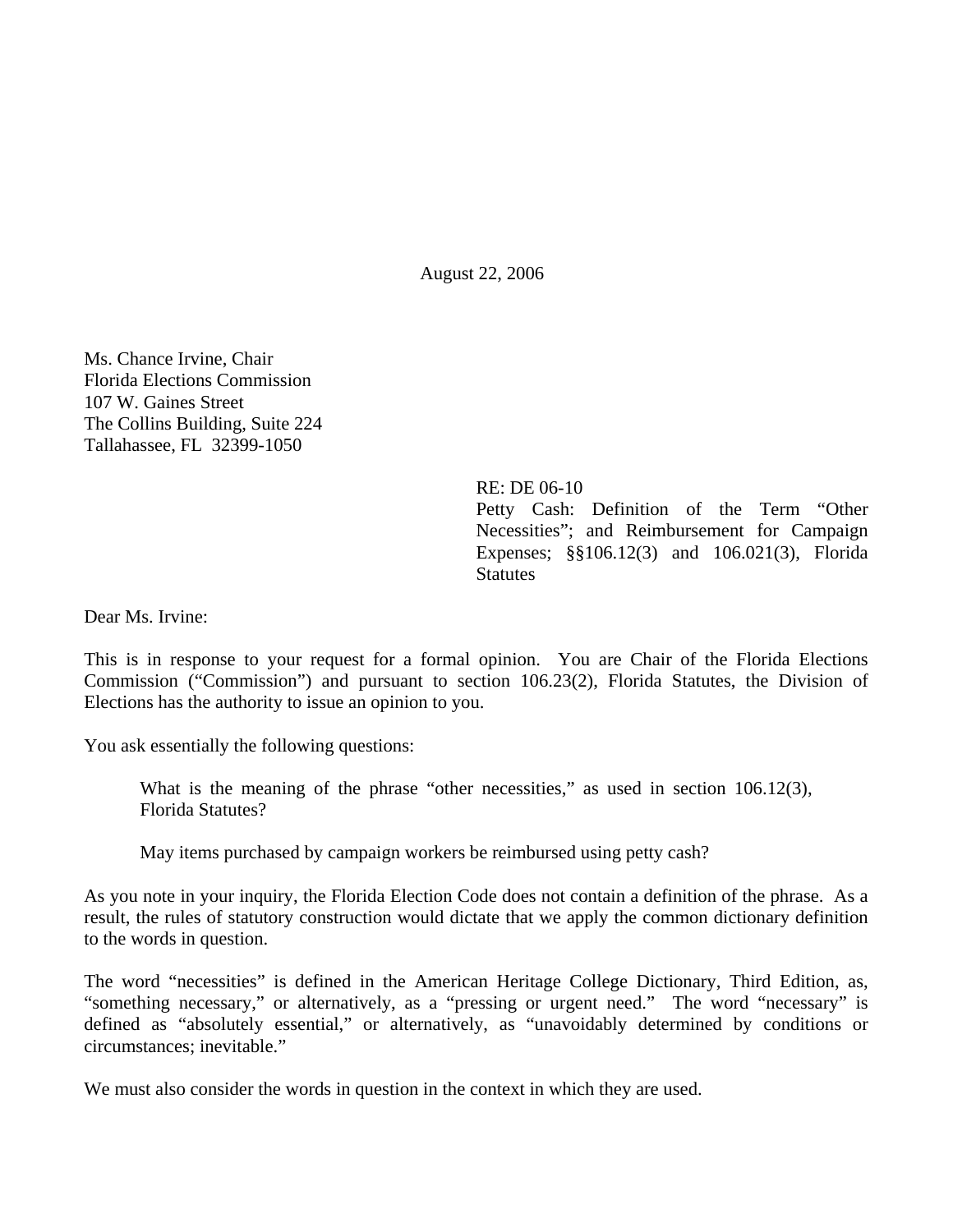August 22, 2006

Ms. Chance Irvine, Chair
Florida Elections Commission
107 W. Gaines Street
The Collins Building, Suite 224
Tallahassee, FL 32399-1050

RE: DE 06-10
Petty Cash: Definition of the Term "Other Necessities"; and Reimbursement for Campaign Expenses; §§106.12(3) and 106.021(3), Florida Statutes

Dear Ms. Irvine:

This is in response to your request for a formal opinion. You are Chair of the Florida Elections Commission ("Commission") and pursuant to section 106.23(2), Florida Statutes, the Division of Elections has the authority to issue an opinion to you.

You ask essentially the following questions:

> What is the meaning of the phrase "other necessities," as used in section 106.12(3), Florida Statutes?
>
> May items purchased by campaign workers be reimbursed using petty cash?

As you note in your inquiry, the Florida Election Code does not contain a definition of the phrase. As a result, the rules of statutory construction would dictate that we apply the common dictionary definition to the words in question.

The word "necessities" is defined in the American Heritage College Dictionary, Third Edition, as, "something necessary," or alternatively, as a "pressing or urgent need." The word "necessary" is defined as "absolutely essential," or alternatively, as "unavoidably determined by conditions or circumstances; inevitable."

We must also consider the words in question in the context in which they are used.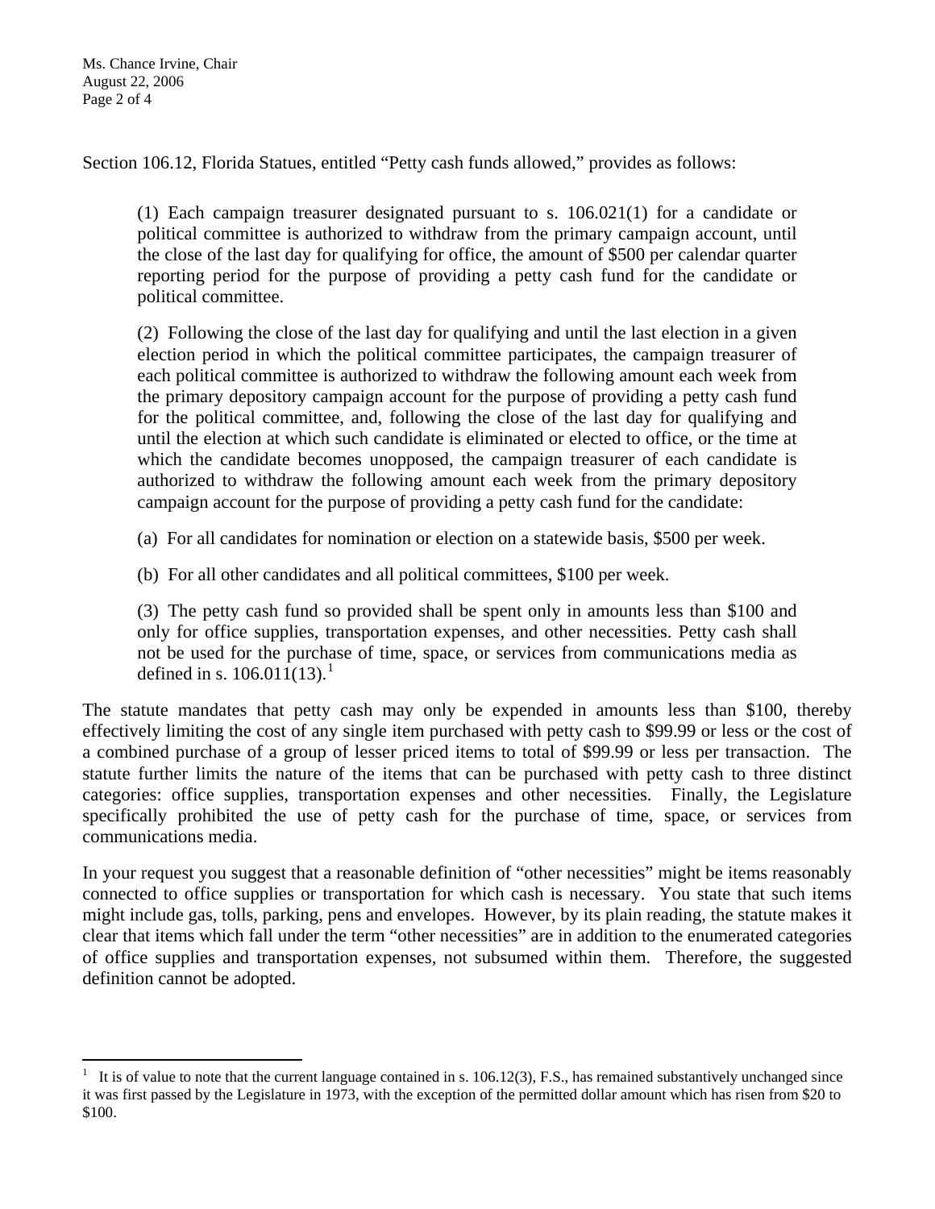Section 106.12, Florida Statues, entitled "Petty cash funds allowed," provides as follows:

> (1) Each campaign treasurer designated pursuant to s. 106.021(1) for a candidate or political committee is authorized to withdraw from the primary campaign account, until the close of the last day for qualifying for office, the amount of $500 per calendar quarter reporting period for the purpose of providing a petty cash fund for the candidate or political committee.
>
> (2) Following the close of the last day for qualifying and until the last election in a given election period in which the political committee participates, the campaign treasurer of each political committee is authorized to withdraw the following amount each week from the primary depository campaign account for the purpose of providing a petty cash fund for the political committee, and, following the close of the last day for qualifying and until the election at which such candidate is eliminated or elected to office, or the time at which the candidate becomes unopposed, the campaign treasurer of each candidate is authorized to withdraw the following amount each week from the primary depository campaign account for the purpose of providing a petty cash fund for the candidate:
>
> (a) For all candidates for nomination or election on a statewide basis, $500 per week.
>
> (b) For all other candidates and all political committees, $100 per week.
>
> (3) The petty cash fund so provided shall be spent only in amounts less than $100 and only for office supplies, transportation expenses, and other necessities. Petty cash shall not be used for the purchase of time, space, or services from communications media as defined in s. 106.011(13).[1]

The statute mandates that petty cash may only be expended in amounts less than $100, thereby effectively limiting the cost of any single item purchased with petty cash to $99.99 or less or the cost of a combined purchase of a group of lesser priced items to total of $99.99 or less per transaction. The statute further limits the nature of the items that can be purchased with petty cash to three distinct categories: office supplies, transportation expenses and other necessities. Finally, the Legislature specifically prohibited the use of petty cash for the purchase of time, space, or services from communications media.

In your request you suggest that a reasonable definition of "other necessities" might be items reasonably connected to office supplies or transportation for which cash is necessary. You state that such items might include gas, tolls, parking, pens and envelopes. However, by its plain reading, the statute makes it clear that items which fall under the term "other necessities" are in addition to the enumerated categories of office supplies and transportation expenses, not subsumed within them. Therefore, the suggested definition cannot be adopted.

---

[1] It is of value to note that the current language contained in s. 106.12(3), F.S., has remained substantively unchanged since it was first passed by the Legislature in 1973, with the exception of the permitted dollar amount which has risen from $20 to $100.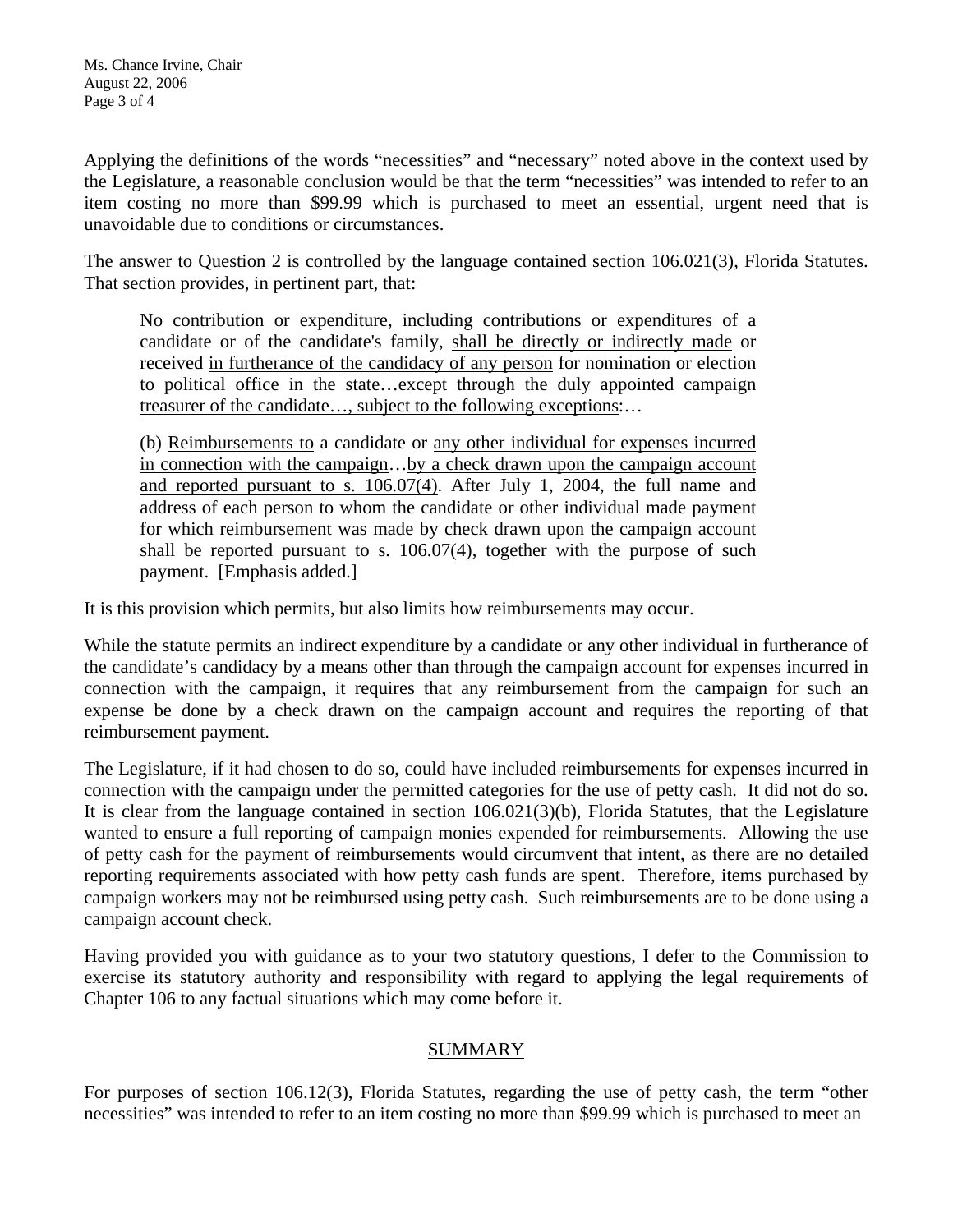Applying the definitions of the words "necessities" and "necessary" noted above in the context used by the Legislature, a reasonable conclusion would be that the term "necessities" was intended to refer to an item costing no more than $99.99 which is purchased to meet an essential, urgent need that is unavoidable due to conditions or circumstances.

The answer to Question 2 is controlled by the language contained section 106.021(3), Florida Statutes. That section provides, in pertinent part, that:

> <u>No</u> contribution or <u>expenditure,</u> including contributions or expenditures of a candidate or of the candidate's family, <u>shall be directly or indirectly made</u> or received <u>in furtherance of the candidacy of any person</u> for nomination or election to political office in the state…<u>except through the duly appointed campaign treasurer of the candidate…, subject to the following exceptions</u>:…
>
> (b) <u>Reimbursements to</u> a candidate or <u>any other individual for expenses incurred in connection with the campaign</u>…<u>by a check drawn upon the campaign account and reported pursuant to s. 106.07(4)</u>. After July 1, 2004, the full name and address of each person to whom the candidate or other individual made payment for which reimbursement was made by check drawn upon the campaign account shall be reported pursuant to s. 106.07(4), together with the purpose of such payment. [Emphasis added.]

It is this provision which permits, but also limits how reimbursements may occur.

While the statute permits an indirect expenditure by a candidate or any other individual in furtherance of the candidate's candidacy by a means other than through the campaign account for expenses incurred in connection with the campaign, it requires that any reimbursement from the campaign for such an expense be done by a check drawn on the campaign account and requires the reporting of that reimbursement payment.

The Legislature, if it had chosen to do so, could have included reimbursements for expenses incurred in connection with the campaign under the permitted categories for the use of petty cash. It did not do so. It is clear from the language contained in section 106.021(3)(b), Florida Statutes, that the Legislature wanted to ensure a full reporting of campaign monies expended for reimbursements. Allowing the use of petty cash for the payment of reimbursements would circumvent that intent, as there are no detailed reporting requirements associated with how petty cash funds are spent. Therefore, items purchased by campaign workers may not be reimbursed using petty cash. Such reimbursements are to be done using a campaign account check.

Having provided you with guidance as to your two statutory questions, I defer to the Commission to exercise its statutory authority and responsibility with regard to applying the legal requirements of Chapter 106 to any factual situations which may come before it.

## <u>SUMMARY</u>

For purposes of section 106.12(3), Florida Statutes, regarding the use of petty cash, the term "other necessities" was intended to refer to an item costing no more than $99.99 which is purchased to meet an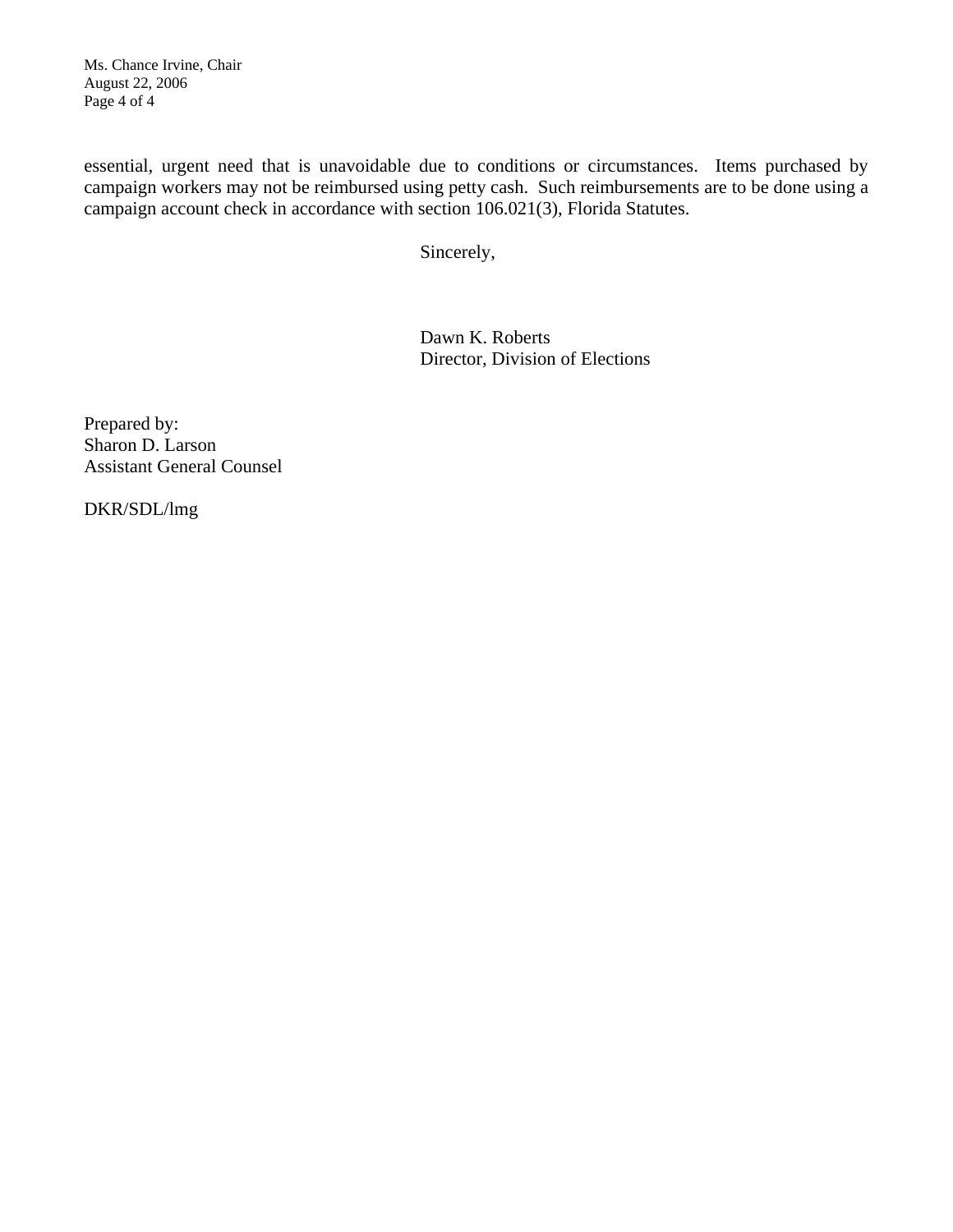essential, urgent need that is unavoidable due to conditions or circumstances. Items purchased by campaign workers may not be reimbursed using petty cash. Such reimbursements are to be done using a campaign account check in accordance with section 106.021(3), Florida Statutes.

Sincerely,

Dawn K. Roberts
Director, Division of Elections

Prepared by:
Sharon D. Larson
Assistant General Counsel

DKR/SDL/lmg